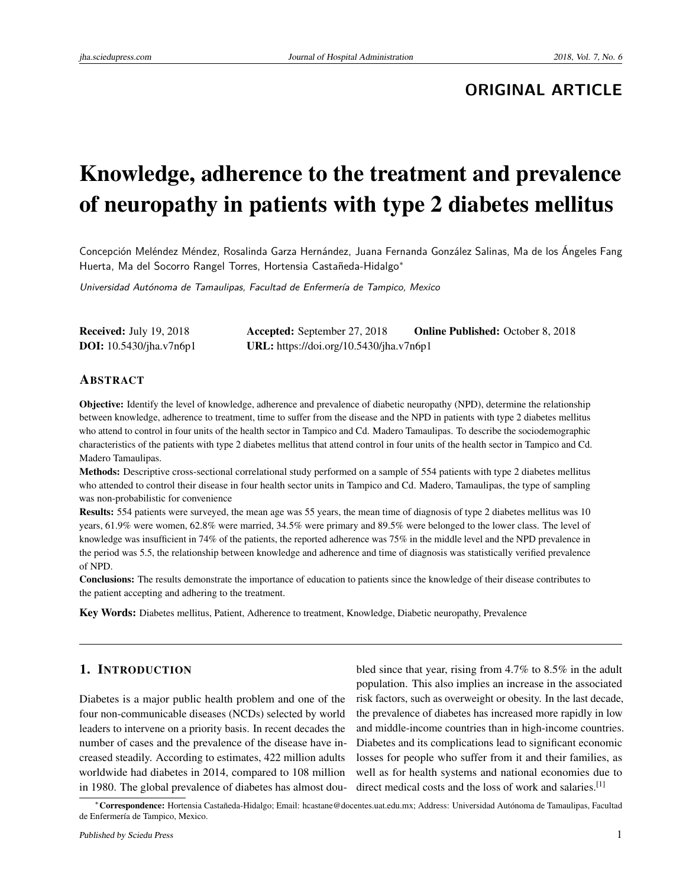ORIGINAL ARTICLE

# Knowledge, adherence to the treatment and prevalence of neuropathy in patients with type 2 diabetes mellitus

Concepción Meléndez Méndez, Rosalinda Garza Hernández, Juana Fernanda González Salinas, Ma de los Ángeles Fang Huerta, Ma del Socorro Rangel Torres, Hortensia Castañeda-Hidalgo*

*Universidad Autónoma de Tamaulipas, Facultad de Enfermería de Tampico, Mexico*

**Received:** July 19, 2018 **Accepted:** September 27, 2018 **Online Published:** October 8, 2018
**DOI:** 10.5430/jha.v7n6p1 **URL:** https://doi.org/10.5430/jha.v7n6p1

## ABSTRACT

**Objective:** Identify the level of knowledge, adherence and prevalence of diabetic neuropathy (NPD), determine the relationship between knowledge, adherence to treatment, time to suffer from the disease and the NPD in patients with type 2 diabetes mellitus who attend to control in four units of the health sector in Tampico and Cd. Madero Tamaulipas. To describe the sociodemographic characteristics of the patients with type 2 diabetes mellitus that attend control in four units of the health sector in Tampico and Cd. Madero Tamaulipas.

**Methods:** Descriptive cross-sectional correlational study performed on a sample of 554 patients with type 2 diabetes mellitus who attended to control their disease in four health sector units in Tampico and Cd. Madero, Tamaulipas, the type of sampling was non-probabilistic for convenience

**Results:** 554 patients were surveyed, the mean age was 55 years, the mean time of diagnosis of type 2 diabetes mellitus was 10 years, 61.9% were women, 62.8% were married, 34.5% were primary and 89.5% were belonged to the lower class. The level of knowledge was insufficient in 74% of the patients, the reported adherence was 75% in the middle level and the NPD prevalence in the period was 5.5, the relationship between knowledge and adherence and time of diagnosis was statistically verified prevalence of NPD.

**Conclusions:** The results demonstrate the importance of education to patients since the knowledge of their disease contributes to the patient accepting and adhering to the treatment.

**Key Words:** Diabetes mellitus, Patient, Adherence to treatment, Knowledge, Diabetic neuropathy, Prevalence

## 1. INTRODUCTION

Diabetes is a major public health problem and one of the four non-communicable diseases (NCDs) selected by world leaders to intervene on a priority basis. In recent decades the number of cases and the prevalence of the disease have increased steadily. According to estimates, 422 million adults worldwide had diabetes in 2014, compared to 108 million in 1980. The global prevalence of diabetes has almost doubled since that year, rising from 4.7% to 8.5% in the adult population. This also implies an increase in the associated risk factors, such as overweight or obesity. In the last decade, the prevalence of diabetes has increased more rapidly in low and middle-income countries than in high-income countries. Diabetes and its complications lead to significant economic losses for people who suffer from it and their families, as well as for health systems and national economies due to direct medical costs and the loss of work and salaries.[1]

*Correspondence: Hortensia Castañeda-Hidalgo; Email: hcastane@docentes.uat.edu.mx; Address: Universidad Autónoma de Tamaulipas, Facultad de Enfermería de Tampico, Mexico.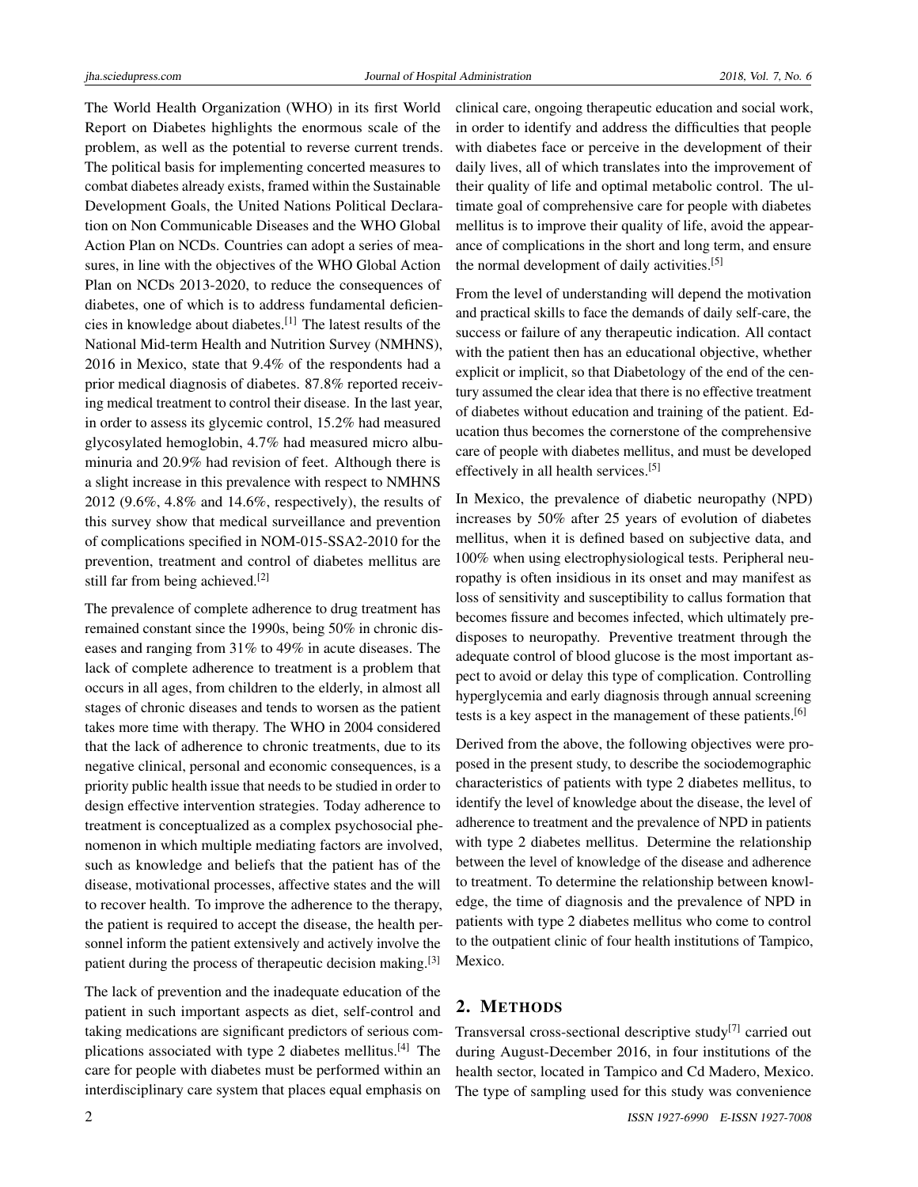The World Health Organization (WHO) in its first World Report on Diabetes highlights the enormous scale of the problem, as well as the potential to reverse current trends. The political basis for implementing concerted measures to combat diabetes already exists, framed within the Sustainable Development Goals, the United Nations Political Declaration on Non Communicable Diseases and the WHO Global Action Plan on NCDs. Countries can adopt a series of measures, in line with the objectives of the WHO Global Action Plan on NCDs 2013-2020, to reduce the consequences of diabetes, one of which is to address fundamental deficiencies in knowledge about diabetes.[1] The latest results of the National Mid-term Health and Nutrition Survey (NMHNS), 2016 in Mexico, state that 9.4% of the respondents had a prior medical diagnosis of diabetes. 87.8% reported receiving medical treatment to control their disease. In the last year, in order to assess its glycemic control, 15.2% had measured glycosylated hemoglobin, 4.7% had measured micro albuminuria and 20.9% had revision of feet. Although there is a slight increase in this prevalence with respect to NMHNS 2012 (9.6%, 4.8% and 14.6%, respectively), the results of this survey show that medical surveillance and prevention of complications specified in NOM-015-SSA2-2010 for the prevention, treatment and control of diabetes mellitus are still far from being achieved.[2]

The prevalence of complete adherence to drug treatment has remained constant since the 1990s, being 50% in chronic diseases and ranging from 31% to 49% in acute diseases. The lack of complete adherence to treatment is a problem that occurs in all ages, from children to the elderly, in almost all stages of chronic diseases and tends to worsen as the patient takes more time with therapy. The WHO in 2004 considered that the lack of adherence to chronic treatments, due to its negative clinical, personal and economic consequences, is a priority public health issue that needs to be studied in order to design effective intervention strategies. Today adherence to treatment is conceptualized as a complex psychosocial phenomenon in which multiple mediating factors are involved, such as knowledge and beliefs that the patient has of the disease, motivational processes, affective states and the will to recover health. To improve the adherence to the therapy, the patient is required to accept the disease, the health personnel inform the patient extensively and actively involve the patient during the process of therapeutic decision making.[3]

The lack of prevention and the inadequate education of the patient in such important aspects as diet, self-control and taking medications are significant predictors of serious complications associated with type 2 diabetes mellitus.[4] The care for people with diabetes must be performed within an interdisciplinary care system that places equal emphasis on clinical care, ongoing therapeutic education and social work, in order to identify and address the difficulties that people with diabetes face or perceive in the development of their daily lives, all of which translates into the improvement of their quality of life and optimal metabolic control. The ultimate goal of comprehensive care for people with diabetes mellitus is to improve their quality of life, avoid the appearance of complications in the short and long term, and ensure the normal development of daily activities.[5]

From the level of understanding will depend the motivation and practical skills to face the demands of daily self-care, the success or failure of any therapeutic indication. All contact with the patient then has an educational objective, whether explicit or implicit, so that Diabetology of the end of the century assumed the clear idea that there is no effective treatment of diabetes without education and training of the patient. Education thus becomes the cornerstone of the comprehensive care of people with diabetes mellitus, and must be developed effectively in all health services.[5]

In Mexico, the prevalence of diabetic neuropathy (NPD) increases by 50% after 25 years of evolution of diabetes mellitus, when it is defined based on subjective data, and 100% when using electrophysiological tests. Peripheral neuropathy is often insidious in its onset and may manifest as loss of sensitivity and susceptibility to callus formation that becomes fissure and becomes infected, which ultimately predisposes to neuropathy. Preventive treatment through the adequate control of blood glucose is the most important aspect to avoid or delay this type of complication. Controlling hyperglycemia and early diagnosis through annual screening tests is a key aspect in the management of these patients.[6]

Derived from the above, the following objectives were proposed in the present study, to describe the sociodemographic characteristics of patients with type 2 diabetes mellitus, to identify the level of knowledge about the disease, the level of adherence to treatment and the prevalence of NPD in patients with type 2 diabetes mellitus. Determine the relationship between the level of knowledge of the disease and adherence to treatment. To determine the relationship between knowledge, the time of diagnosis and the prevalence of NPD in patients with type 2 diabetes mellitus who come to control to the outpatient clinic of four health institutions of Tampico, Mexico.

## 2. Methods

Transversal cross-sectional descriptive study[7] carried out during August-December 2016, in four institutions of the health sector, located in Tampico and Cd Madero, Mexico. The type of sampling used for this study was convenience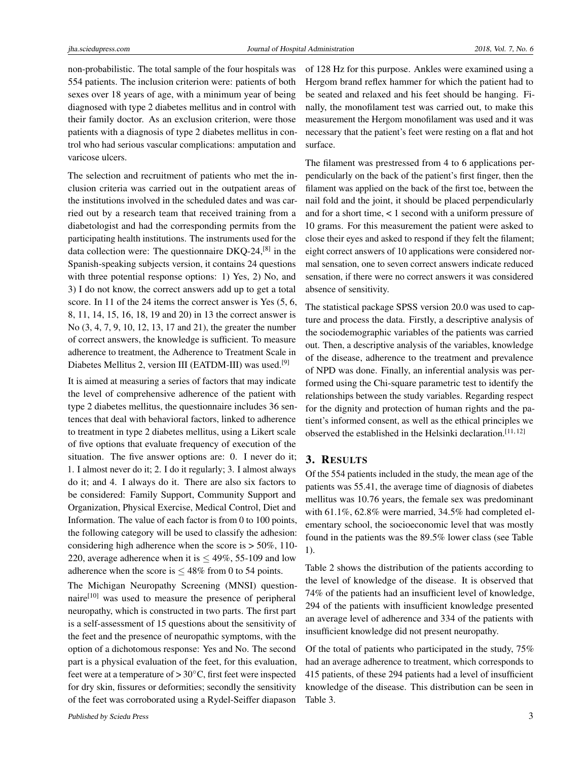non-probabilistic. The total sample of the four hospitals was 554 patients. The inclusion criterion were: patients of both sexes over 18 years of age, with a minimum year of being diagnosed with type 2 diabetes mellitus and in control with their family doctor. As an exclusion criterion, were those patients with a diagnosis of type 2 diabetes mellitus in control who had serious vascular complications: amputation and varicose ulcers.

The selection and recruitment of patients who met the inclusion criteria was carried out in the outpatient areas of the institutions involved in the scheduled dates and was carried out by a research team that received training from a diabetologist and had the corresponding permits from the participating health institutions. The instruments used for the data collection were: The questionnaire DKQ-24,[8] in the Spanish-speaking subjects version, it contains 24 questions with three potential response options: 1) Yes, 2) No, and 3) I do not know, the correct answers add up to get a total score. In 11 of the 24 items the correct answer is Yes (5, 6, 8, 11, 14, 15, 16, 18, 19 and 20) in 13 the correct answer is No (3, 4, 7, 9, 10, 12, 13, 17 and 21), the greater the number of correct answers, the knowledge is sufficient. To measure adherence to treatment, the Adherence to Treatment Scale in Diabetes Mellitus 2, version III (EATDM-III) was used.[9]

It is aimed at measuring a series of factors that may indicate the level of comprehensive adherence of the patient with type 2 diabetes mellitus, the questionnaire includes 36 sentences that deal with behavioral factors, linked to adherence to treatment in type 2 diabetes mellitus, using a Likert scale of five options that evaluate frequency of execution of the situation. The five answer options are: 0. I never do it; 1. I almost never do it; 2. I do it regularly; 3. I almost always do it; and 4. I always do it. There are also six factors to be considered: Family Support, Community Support and Organization, Physical Exercise, Medical Control, Diet and Information. The value of each factor is from 0 to 100 points, the following category will be used to classify the adhesion: considering high adherence when the score is > 50%, 110-220, average adherence when it is ≤ 49%, 55-109 and low adherence when the score is ≤ 48% from 0 to 54 points.

The Michigan Neuropathy Screening (MNSI) questionnaire[10] was used to measure the presence of peripheral neuropathy, which is constructed in two parts. The first part is a self-assessment of 15 questions about the sensitivity of the feet and the presence of neuropathic symptoms, with the option of a dichotomous response: Yes and No. The second part is a physical evaluation of the feet, for this evaluation, feet were at a temperature of > 30°C, first feet were inspected for dry skin, fissures or deformities; secondly the sensitivity of the feet was corroborated using a Rydel-Seiffer diapason of 128 Hz for this purpose. Ankles were examined using a Hergom brand reflex hammer for which the patient had to be seated and relaxed and his feet should be hanging. Finally, the monofilament test was carried out, to make this measurement the Hergom monofilament was used and it was necessary that the patient's feet were resting on a flat and hot surface.

The filament was prestressed from 4 to 6 applications perpendicularly on the back of the patient's first finger, then the filament was applied on the back of the first toe, between the nail fold and the joint, it should be placed perpendicularly and for a short time, < 1 second with a uniform pressure of 10 grams. For this measurement the patient were asked to close their eyes and asked to respond if they felt the filament; eight correct answers of 10 applications were considered normal sensation, one to seven correct answers indicate reduced sensation, if there were no correct answers it was considered absence of sensitivity.

The statistical package SPSS version 20.0 was used to capture and process the data. Firstly, a descriptive analysis of the sociodemographic variables of the patients was carried out. Then, a descriptive analysis of the variables, knowledge of the disease, adherence to the treatment and prevalence of NPD was done. Finally, an inferential analysis was performed using the Chi-square parametric test to identify the relationships between the study variables. Regarding respect for the dignity and protection of human rights and the patient's informed consent, as well as the ethical principles we observed the established in the Helsinki declaration.[11,12]

## 3. RESULTS

Of the 554 patients included in the study, the mean age of the patients was 55.41, the average time of diagnosis of diabetes mellitus was 10.76 years, the female sex was predominant with 61.1%, 62.8% were married, 34.5% had completed elementary school, the socioeconomic level that was mostly found in the patients was the 89.5% lower class (see Table 1).

Table 2 shows the distribution of the patients according to the level of knowledge of the disease. It is observed that 74% of the patients had an insufficient level of knowledge, 294 of the patients with insufficient knowledge presented an average level of adherence and 334 of the patients with insufficient knowledge did not present neuropathy.

Of the total of patients who participated in the study, 75% had an average adherence to treatment, which corresponds to 415 patients, of these 294 patients had a level of insufficient knowledge of the disease. This distribution can be seen in Table 3.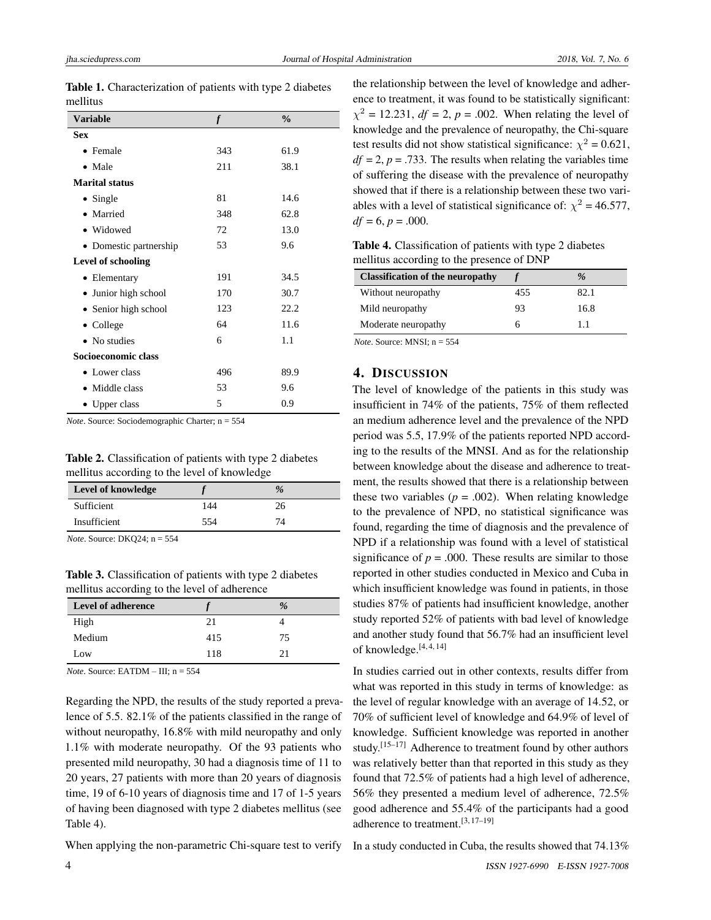**Table 1.** Characterization of patients with type 2 diabetes mellitus

| Variable | *f* | % |
|---|---|---|
| **Sex** | | |
| • Female | 343 | 61.9 |
| • Male | 211 | 38.1 |
| **Marital status** | | |
| • Single | 81 | 14.6 |
| • Married | 348 | 62.8 |
| • Widowed | 72 | 13.0 |
| • Domestic partnership | 53 | 9.6 |
| **Level of schooling** | | |
| • Elementary | 191 | 34.5 |
| • Junior high school | 170 | 30.7 |
| • Senior high school | 123 | 22.2 |
| • College | 64 | 11.6 |
| • No studies | 6 | 1.1 |
| **Socioeconomic class** | | |
| • Lower class | 496 | 89.9 |
| • Middle class | 53 | 9.6 |
| • Upper class | 5 | 0.9 |

*Note*. Source: Sociodemographic Charter; n = 554

**Table 2.** Classification of patients with type 2 diabetes mellitus according to the level of knowledge

| Level of knowledge | *f* | % |
|---|---|---|
| Sufficient | 144 | 26 |
| Insufficient | 554 | 74 |

*Note*. Source: DKQ24; n = 554

**Table 3.** Classification of patients with type 2 diabetes mellitus according to the level of adherence

| Level of adherence | *f* | % |
|---|---|---|
| High | 21 | 4 |
| Medium | 415 | 75 |
| Low | 118 | 21 |

*Note*. Source: EATDM – III; n = 554

Regarding the NPD, the results of the study reported a prevalence of 5.5. 82.1% of the patients classified in the range of without neuropathy, 16.8% with mild neuropathy and only 1.1% with moderate neuropathy. Of the 93 patients who presented mild neuropathy, 30 had a diagnosis time of 11 to 20 years, 27 patients with more than 20 years of diagnosis time, 19 of 6-10 years of diagnosis time and 17 of 1-5 years of having been diagnosed with type 2 diabetes mellitus (see Table 4).

When applying the non-parametric Chi-square test to verify the relationship between the level of knowledge and adherence to treatment, it was found to be statistically significant: $\chi^2 = 12.231$, $df = 2$, $p = .002$. When relating the level of knowledge and the prevalence of neuropathy, the Chi-square test results did not show statistical significance: $\chi^2 = 0.621$, $df = 2$, $p = .733$. The results when relating the variables time of suffering the disease with the prevalence of neuropathy showed that if there is a relationship between these two variables with a level of statistical significance of: $\chi^2 = 46.577$, $df = 6$, $p = .000$.

**Table 4.** Classification of patients with type 2 diabetes mellitus according to the presence of DNP

| Classification of the neuropathy | *f* | % |
|---|---|---|
| Without neuropathy | 455 | 82.1 |
| Mild neuropathy | 93 | 16.8 |
| Moderate neuropathy | 6 | 1.1 |

*Note*. Source: MNSI; n = 554

## 4. Discussion

The level of knowledge of the patients in this study was insufficient in 74% of the patients, 75% of them reflected an medium adherence level and the prevalence of the NPD period was 5.5, 17.9% of the patients reported NPD according to the results of the MNSI. And as for the relationship between knowledge about the disease and adherence to treatment, the results showed that there is a relationship between these two variables ($p = .002$). When relating knowledge to the prevalence of NPD, no statistical significance was found, regarding the time of diagnosis and the prevalence of NPD if a relationship was found with a level of statistical significance of $p = .000$. These results are similar to those reported in other studies conducted in Mexico and Cuba in which insufficient knowledge was found in patients, in those studies 87% of patients had insufficient knowledge, another study reported 52% of patients with bad level of knowledge and another study found that 56.7% had an insufficient level of knowledge.[4, 4, 14]

In studies carried out in other contexts, results differ from what was reported in this study in terms of knowledge: as the level of regular knowledge with an average of 14.52, or 70% of sufficient level of knowledge and 64.9% of level of knowledge. Sufficient knowledge was reported in another study.[15–17] Adherence to treatment found by other authors was relatively better than that reported in this study as they found that 72.5% of patients had a high level of adherence, 56% they presented a medium level of adherence, 72.5% good adherence and 55.4% of the participants had a good adherence to treatment.[3, 17–19]

In a study conducted in Cuba, the results showed that 74.13%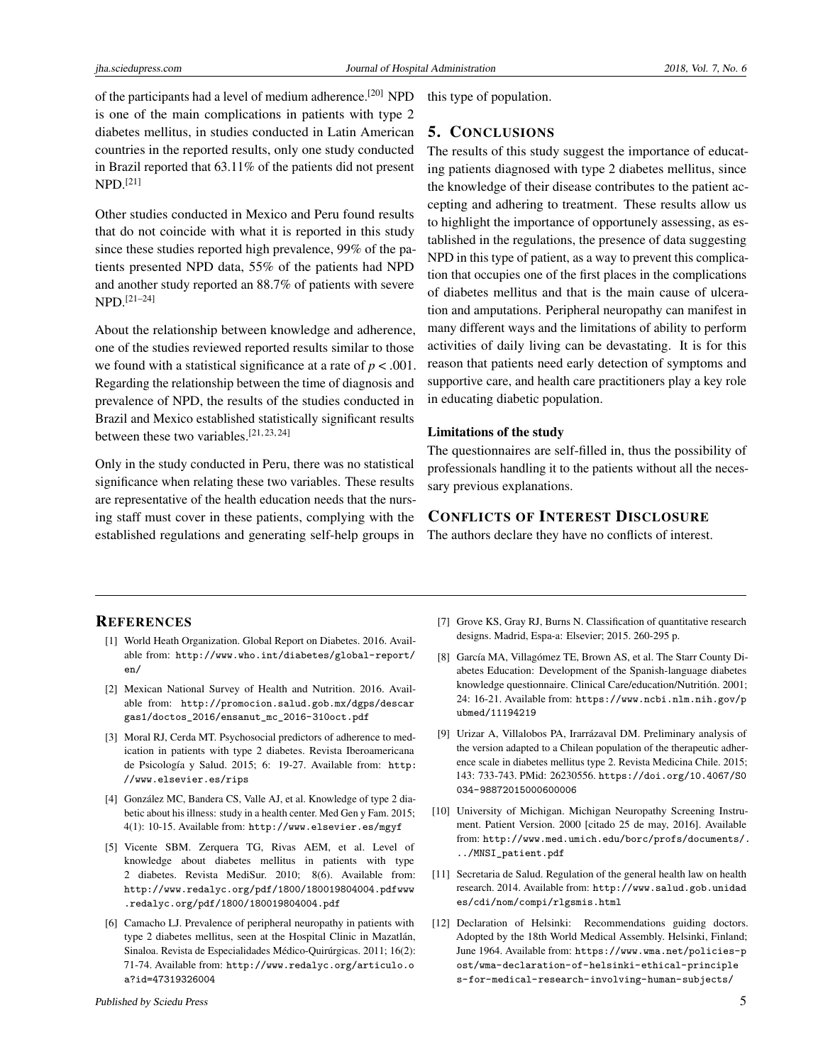of the participants had a level of medium adherence.[20] NPD is one of the main complications in patients with type 2 diabetes mellitus, in studies conducted in Latin American countries in the reported results, only one study conducted in Brazil reported that 63.11% of the patients did not present NPD.[21]

Other studies conducted in Mexico and Peru found results that do not coincide with what it is reported in this study since these studies reported high prevalence, 99% of the patients presented NPD data, 55% of the patients had NPD and another study reported an 88.7% of patients with severe NPD.[21–24]

About the relationship between knowledge and adherence, one of the studies reviewed reported results similar to those we found with a statistical significance at a rate of $p < .001$. Regarding the relationship between the time of diagnosis and prevalence of NPD, the results of the studies conducted in Brazil and Mexico established statistically significant results between these two variables.[21, 23, 24]

Only in the study conducted in Peru, there was no statistical significance when relating these two variables. These results are representative of the health education needs that the nursing staff must cover in these patients, complying with the established regulations and generating self-help groups in this type of population.

## 5. CONCLUSIONS

The results of this study suggest the importance of educating patients diagnosed with type 2 diabetes mellitus, since the knowledge of their disease contributes to the patient accepting and adhering to treatment. These results allow us to highlight the importance of opportunely assessing, as established in the regulations, the presence of data suggesting NPD in this type of patient, as a way to prevent this complication that occupies one of the first places in the complications of diabetes mellitus and that is the main cause of ulceration and amputations. Peripheral neuropathy can manifest in many different ways and the limitations of ability to perform activities of daily living can be devastating. It is for this reason that patients need early detection of symptoms and supportive care, and health care practitioners play a key role in educating diabetic population.

### Limitations of the study

The questionnaires are self-filled in, thus the possibility of professionals handling it to the patients without all the necessary previous explanations.

## CONFLICTS OF INTEREST DISCLOSURE

The authors declare they have no conflicts of interest.

## REFERENCES

[1] World Heath Organization. Global Report on Diabetes. 2016. Available from: http://www.who.int/diabetes/global-report/en/

[2] Mexican National Survey of Health and Nutrition. 2016. Available from: http://promocion.salud.gob.mx/dgps/descargas1/doctos_2016/ensanut_mc_2016-310oct.pdf

[3] Moral RJ, Cerda MT. Psychosocial predictors of adherence to medication in patients with type 2 diabetes. Revista Iberoamericana de Psicología y Salud. 2015; 6: 19-27. Available from: http://www.elsevier.es/rips

[4] González MC, Bandera CS, Valle AJ, et al. Knowledge of type 2 diabetic about his illness: study in a health center. Med Gen y Fam. 2015; 4(1): 10-15. Available from: http://www.elsevier.es/mgyf

[5] Vicente SBM. Zerquera TG, Rivas AEM, et al. Level of knowledge about diabetes mellitus in patients with type 2 diabetes. Revista MediSur. 2010; 8(6). Available from: http://www.redalyc.org/pdf/1800/180019804004.pdfwww.redalyc.org/pdf/1800/180019804004.pdf

[6] Camacho LJ. Prevalence of peripheral neuropathy in patients with type 2 diabetes mellitus, seen at the Hospital Clinic in Mazatlán, Sinaloa. Revista de Especialidades Médico-Quirúrgicas. 2011; 16(2): 71-74. Available from: http://www.redalyc.org/articulo.oa?id=47319326004

[7] Grove KS, Gray RJ, Burns N. Classification of quantitative research designs. Madrid, Espa-a: Elsevier; 2015. 260-295 p.

[8] García MA, Villagómez TE, Brown AS, et al. The Starr County Diabetes Education: Development of the Spanish-language diabetes knowledge questionnaire. Clinical Care/education/Nutritión. 2001; 24: 16-21. Available from: https://www.ncbi.nlm.nih.gov/pubmed/11194219

[9] Urizar A, Villalobos PA, Irarrázaval DM. Preliminary analysis of the version adapted to a Chilean population of the therapeutic adherence scale in diabetes mellitus type 2. Revista Medicina Chile. 2015; 143: 733-743. PMid: 26230556. https://doi.org/10.4067/S0034-98872015000600006

[10] University of Michigan. Michigan Neuropathy Screening Instrument. Patient Version. 2000 [citado 25 de may, 2016]. Available from: http://www.med.umich.edu/borc/profs/documents/.../MNSI_patient.pdf

[11] Secretaria de Salud. Regulation of the general health law on health research. 2014. Available from: http://www.salud.gob.unidades/cdi/nom/compi/rlgsmis.html

[12] Declaration of Helsinki: Recommendations guiding doctors. Adopted by the 18th World Medical Assembly. Helsinki, Finland; June 1964. Available from: https://www.wma.net/policies-post/wma-declaration-of-helsinki-ethical-principles-for-medical-research-involving-human-subjects/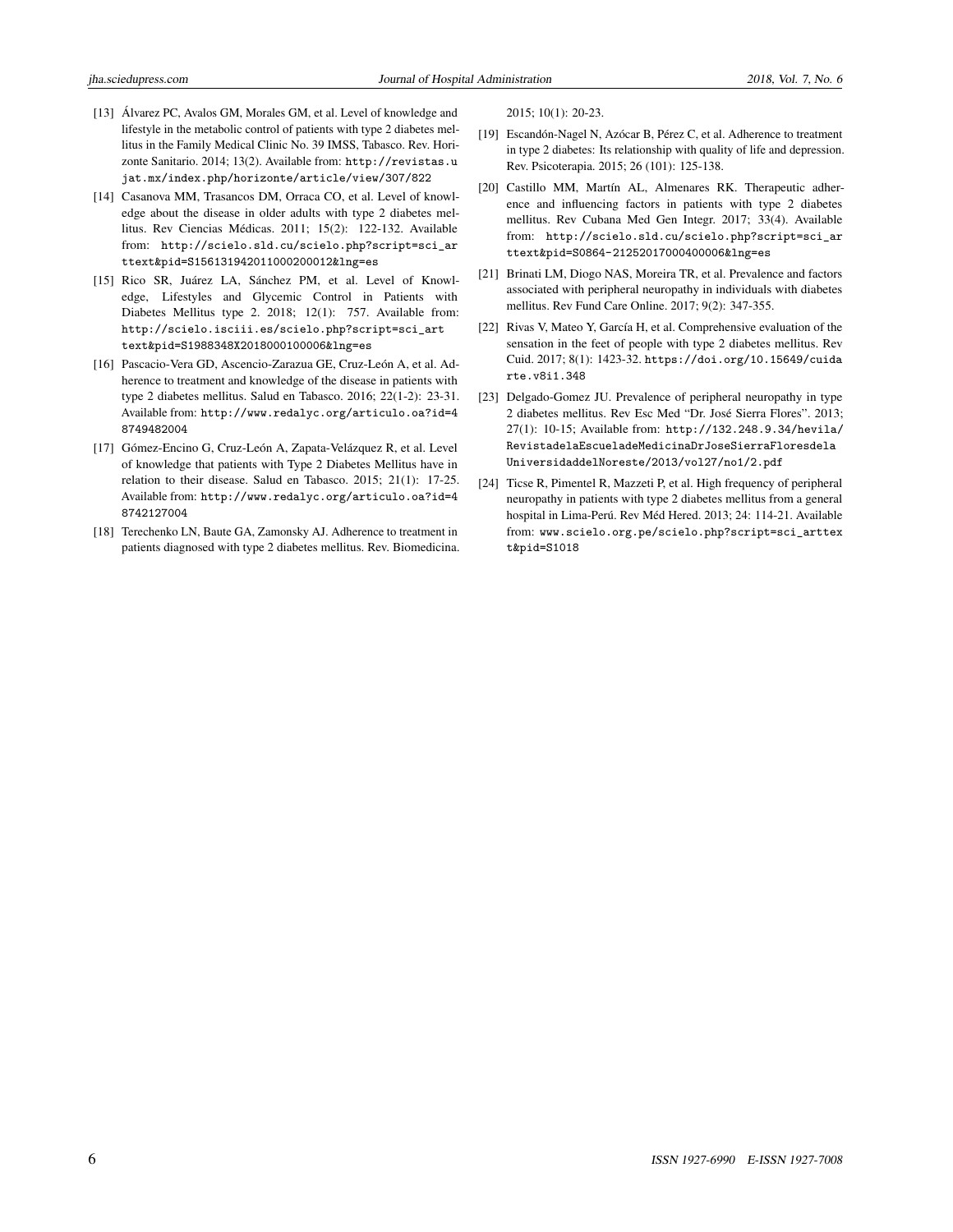[13] Álvarez PC, Avalos GM, Morales GM, et al. Level of knowledge and lifestyle in the metabolic control of patients with type 2 diabetes mellitus in the Family Medical Clinic No. 39 IMSS, Tabasco. Rev. Horizonte Sanitario. 2014; 13(2). Available from: http://revistas.ujat.mx/index.php/horizonte/article/view/307/822

[14] Casanova MM, Trasancos DM, Orraca CO, et al. Level of knowledge about the disease in older adults with type 2 diabetes mellitus. Rev Ciencias Médicas. 2011; 15(2): 122-132. Available from: http://scielo.sld.cu/scielo.php?script=sci_arttext&pid=S1561319420110002000012&lng=es

[15] Rico SR, Juárez LA, Sánchez PM, et al. Level of Knowledge, Lifestyles and Glycemic Control in Patients with Diabetes Mellitus type 2. 2018; 12(1): 757. Available from: http://scielo.isciii.es/scielo.php?script=sci_arttext&pid=S1988348X2018000100006&lng=es

[16] Pascacio-Vera GD, Ascencio-Zarazua GE, Cruz-León A, et al. Adherence to treatment and knowledge of the disease in patients with type 2 diabetes mellitus. Salud en Tabasco. 2016; 22(1-2): 23-31. Available from: http://www.redalyc.org/articulo.oa?id=48749482004

[17] Gómez-Encino G, Cruz-León A, Zapata-Velázquez R, et al. Level of knowledge that patients with Type 2 Diabetes Mellitus have in relation to their disease. Salud en Tabasco. 2015; 21(1): 17-25. Available from: http://www.redalyc.org/articulo.oa?id=48742127004

[18] Terechenko LN, Baute GA, Zamonsky AJ. Adherence to treatment in patients diagnosed with type 2 diabetes mellitus. Rev. Biomedicina. 2015; 10(1): 20-23.

[19] Escandón-Nagel N, Azócar B, Pérez C, et al. Adherence to treatment in type 2 diabetes: Its relationship with quality of life and depression. Rev. Psicoterapia. 2015; 26 (101): 125-138.

[20] Castillo MM, Martín AL, Almenares RK. Therapeutic adherence and influencing factors in patients with type 2 diabetes mellitus. Rev Cubana Med Gen Integr. 2017; 33(4). Available from: http://scielo.sld.cu/scielo.php?script=sci_arttext&pid=S0864-21252017000400006&lng=es

[21] Brinati LM, Diogo NAS, Moreira TR, et al. Prevalence and factors associated with peripheral neuropathy in individuals with diabetes mellitus. Rev Fund Care Online. 2017; 9(2): 347-355.

[22] Rivas V, Mateo Y, García H, et al. Comprehensive evaluation of the sensation in the feet of people with type 2 diabetes mellitus. Rev Cuid. 2017; 8(1): 1423-32. https://doi.org/10.15649/cuidarte.v8i1.348

[23] Delgado-Gomez JU. Prevalence of peripheral neuropathy in type 2 diabetes mellitus. Rev Esc Med "Dr. José Sierra Flores". 2013; 27(1): 10-15; Available from: http://132.248.9.34/hevila/RevistadelaEscueladeMedicinaDrJoseSierraFloresdelaUniversidaddelNoreste/2013/vol27/no1/2.pdf

[24] Ticse R, Pimentel R, Mazzeti P, et al. High frequency of peripheral neuropathy in patients with type 2 diabetes mellitus from a general hospital in Lima-Perú. Rev Méd Hered. 2013; 24: 114-21. Available from: www.scielo.org.pe/scielo.php?script=sci_arttext&pid=S1018